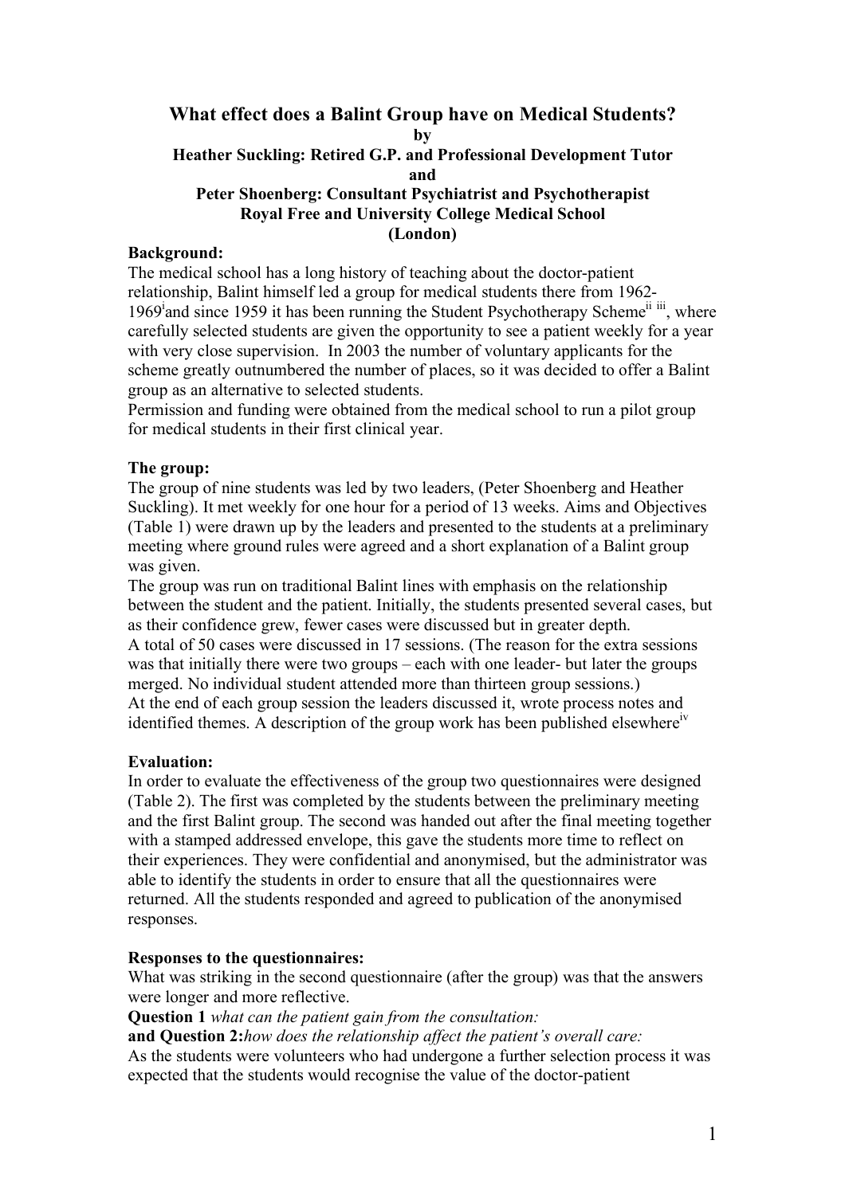# What effect does a Balint Group have on Medical Students?

**by**

**Heather Suckling: Retired G.P. and Professional Development Tutor**

**and**

**Peter Shoenberg: Consultant Psychiatrist and Psychotherapist**

**Royal Free and University College Medical School**

**(London)**

**Background:**

The medical school has a long history of teaching about the doctor-patient relationship, Balint himself led a group for medical students there from 1962-1969[i] and since 1959 it has been running the Student Psychotherapy Scheme[ii iii], where carefully selected students are given the opportunity to see a patient weekly for a year with very close supervision. In 2003 the number of voluntary applicants for the scheme greatly outnumbered the number of places, so it was decided to offer a Balint group as an alternative to selected students.

Permission and funding were obtained from the medical school to run a pilot group for medical students in their first clinical year.

**The group:**

The group of nine students was led by two leaders, (Peter Shoenberg and Heather Suckling). It met weekly for one hour for a period of 13 weeks. Aims and Objectives (Table 1) were drawn up by the leaders and presented to the students at a preliminary meeting where ground rules were agreed and a short explanation of a Balint group was given.

The group was run on traditional Balint lines with emphasis on the relationship between the student and the patient. Initially, the students presented several cases, but as their confidence grew, fewer cases were discussed but in greater depth.

A total of 50 cases were discussed in 17 sessions. (The reason for the extra sessions was that initially there were two groups – each with one leader- but later the groups merged. No individual student attended more than thirteen group sessions.)

At the end of each group session the leaders discussed it, wrote process notes and identified themes. A description of the group work has been published elsewhere[iv]

**Evaluation:**

In order to evaluate the effectiveness of the group two questionnaires were designed (Table 2). The first was completed by the students between the preliminary meeting and the first Balint group. The second was handed out after the final meeting together with a stamped addressed envelope, this gave the students more time to reflect on their experiences. They were confidential and anonymised, but the administrator was able to identify the students in order to ensure that all the questionnaires were returned. All the students responded and agreed to publication of the anonymised responses.

**Responses to the questionnaires:**

What was striking in the second questionnaire (after the group) was that the answers were longer and more reflective.

**Question 1** *what can the patient gain from the consultation:*

**and Question 2:** *how does the relationship affect the patient's overall care:*

As the students were volunteers who had undergone a further selection process it was expected that the students would recognise the value of the doctor-patient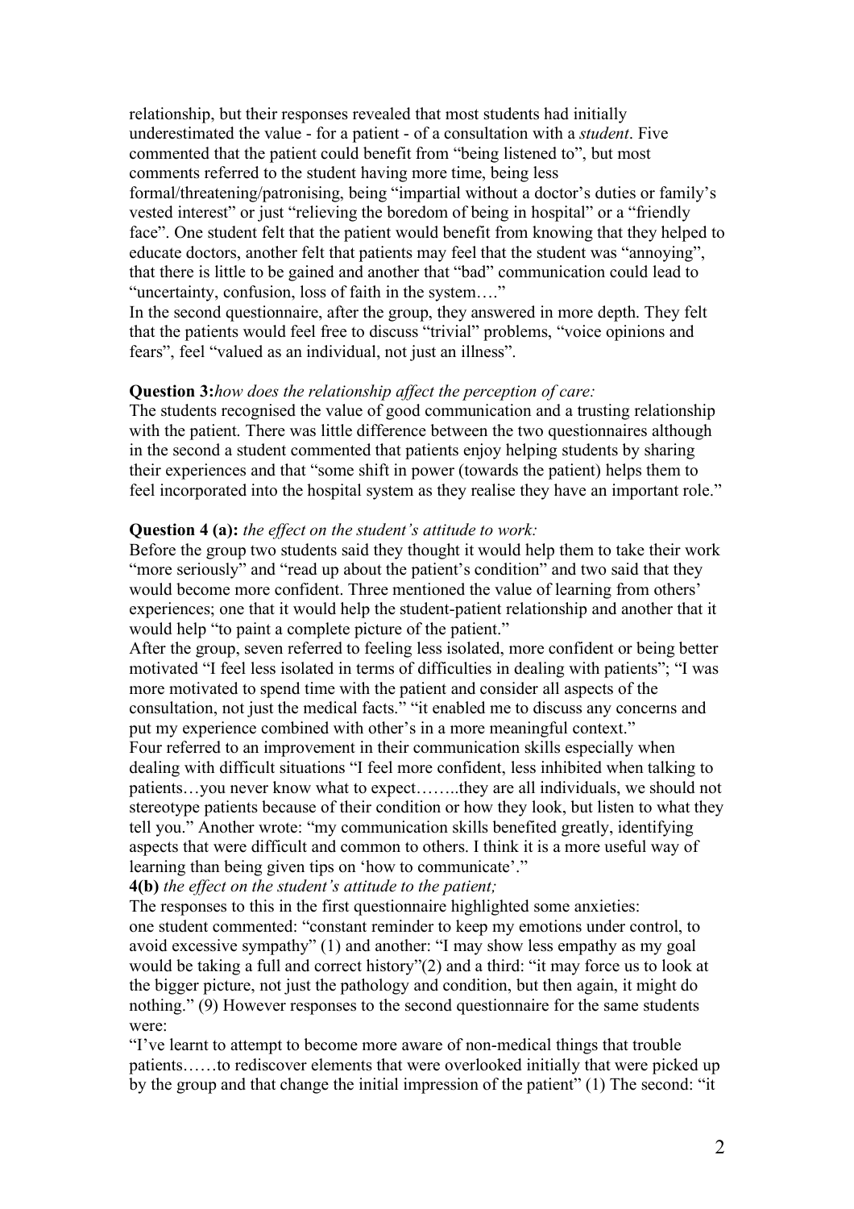relationship, but their responses revealed that most students had initially underestimated the value - for a patient - of a consultation with a *student*. Five commented that the patient could benefit from "being listened to", but most comments referred to the student having more time, being less formal/threatening/patronising, being "impartial without a doctor's duties or family's vested interest" or just "relieving the boredom of being in hospital" or a "friendly face". One student felt that the patient would benefit from knowing that they helped to educate doctors, another felt that patients may feel that the student was "annoying", that there is little to be gained and another that "bad" communication could lead to "uncertainty, confusion, loss of faith in the system…."

In the second questionnaire, after the group, they answered in more depth. They felt that the patients would feel free to discuss "trivial" problems, "voice opinions and fears", feel "valued as an individual, not just an illness".

**Question 3:** *how does the relationship affect the perception of care:*

The students recognised the value of good communication and a trusting relationship with the patient. There was little difference between the two questionnaires although in the second a student commented that patients enjoy helping students by sharing their experiences and that "some shift in power (towards the patient) helps them to feel incorporated into the hospital system as they realise they have an important role."

**Question 4 (a):** *the effect on the student's attitude to work:*

Before the group two students said they thought it would help them to take their work "more seriously" and "read up about the patient's condition" and two said that they would become more confident. Three mentioned the value of learning from others' experiences; one that it would help the student-patient relationship and another that it would help "to paint a complete picture of the patient."

After the group, seven referred to feeling less isolated, more confident or being better motivated "I feel less isolated in terms of difficulties in dealing with patients"; "I was more motivated to spend time with the patient and consider all aspects of the consultation, not just the medical facts." "it enabled me to discuss any concerns and put my experience combined with other's in a more meaningful context."

Four referred to an improvement in their communication skills especially when dealing with difficult situations "I feel more confident, less inhibited when talking to patients…you never know what to expect……..they are all individuals, we should not stereotype patients because of their condition or how they look, but listen to what they tell you." Another wrote: "my communication skills benefited greatly, identifying aspects that were difficult and common to others. I think it is a more useful way of learning than being given tips on 'how to communicate'."

**4(b)** *the effect on the student's attitude to the patient;*

The responses to this in the first questionnaire highlighted some anxieties: one student commented: "constant reminder to keep my emotions under control, to avoid excessive sympathy" (1) and another: "I may show less empathy as my goal would be taking a full and correct history"(2) and a third: "it may force us to look at the bigger picture, not just the pathology and condition, but then again, it might do nothing." (9) However responses to the second questionnaire for the same students were:

"I've learnt to attempt to become more aware of non-medical things that trouble patients……to rediscover elements that were overlooked initially that were picked up by the group and that change the initial impression of the patient" (1) The second: "it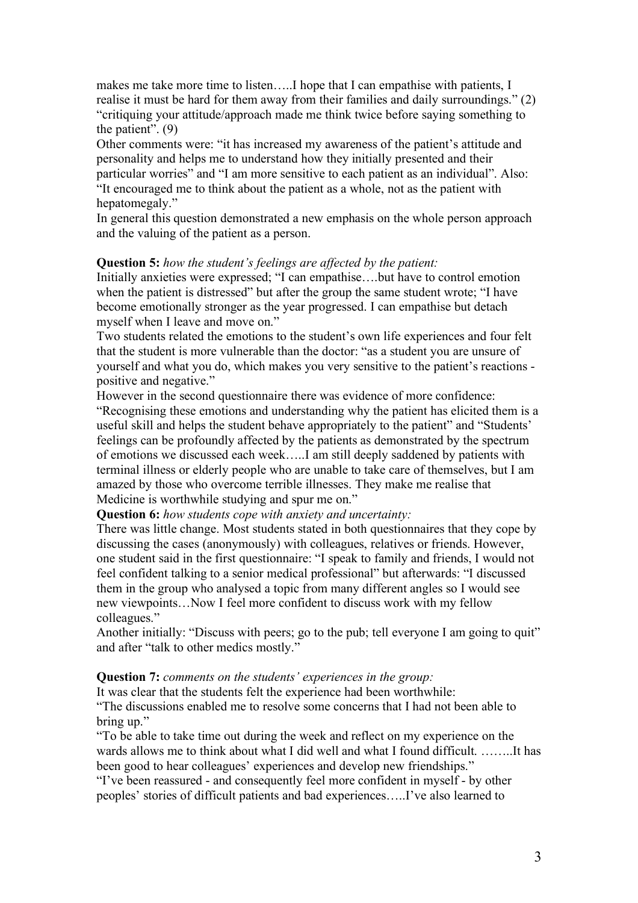makes me take more time to listen…..I hope that I can empathise with patients, I realise it must be hard for them away from their families and daily surroundings." (2) "critiquing your attitude/approach made me think twice before saying something to the patient". (9)

Other comments were: "it has increased my awareness of the patient's attitude and personality and helps me to understand how they initially presented and their particular worries" and "I am more sensitive to each patient as an individual". Also: "It encouraged me to think about the patient as a whole, not as the patient with hepatomegaly."

In general this question demonstrated a new emphasis on the whole person approach and the valuing of the patient as a person.

**Question 5:** *how the student's feelings are affected by the patient:*

Initially anxieties were expressed; "I can empathise….but have to control emotion when the patient is distressed" but after the group the same student wrote; "I have become emotionally stronger as the year progressed. I can empathise but detach myself when I leave and move on."

Two students related the emotions to the student's own life experiences and four felt that the student is more vulnerable than the doctor: "as a student you are unsure of yourself and what you do, which makes you very sensitive to the patient's reactions - positive and negative."

However in the second questionnaire there was evidence of more confidence: "Recognising these emotions and understanding why the patient has elicited them is a useful skill and helps the student behave appropriately to the patient" and "Students' feelings can be profoundly affected by the patients as demonstrated by the spectrum of emotions we discussed each week…..I am still deeply saddened by patients with terminal illness or elderly people who are unable to take care of themselves, but I am amazed by those who overcome terrible illnesses. They make me realise that Medicine is worthwhile studying and spur me on."

**Question 6:** *how students cope with anxiety and uncertainty:*

There was little change. Most students stated in both questionnaires that they cope by discussing the cases (anonymously) with colleagues, relatives or friends. However, one student said in the first questionnaire: "I speak to family and friends, I would not feel confident talking to a senior medical professional" but afterwards: "I discussed them in the group who analysed a topic from many different angles so I would see new viewpoints…Now I feel more confident to discuss work with my fellow colleagues."

Another initially: "Discuss with peers; go to the pub; tell everyone I am going to quit" and after "talk to other medics mostly."

**Question 7:** *comments on the students' experiences in the group:*

It was clear that the students felt the experience had been worthwhile:

"The discussions enabled me to resolve some concerns that I had not been able to bring up."

"To be able to take time out during the week and reflect on my experience on the wards allows me to think about what I did well and what I found difficult. ……..It has been good to hear colleagues' experiences and develop new friendships."

"I've been reassured - and consequently feel more confident in myself - by other peoples' stories of difficult patients and bad experiences…..I've also learned to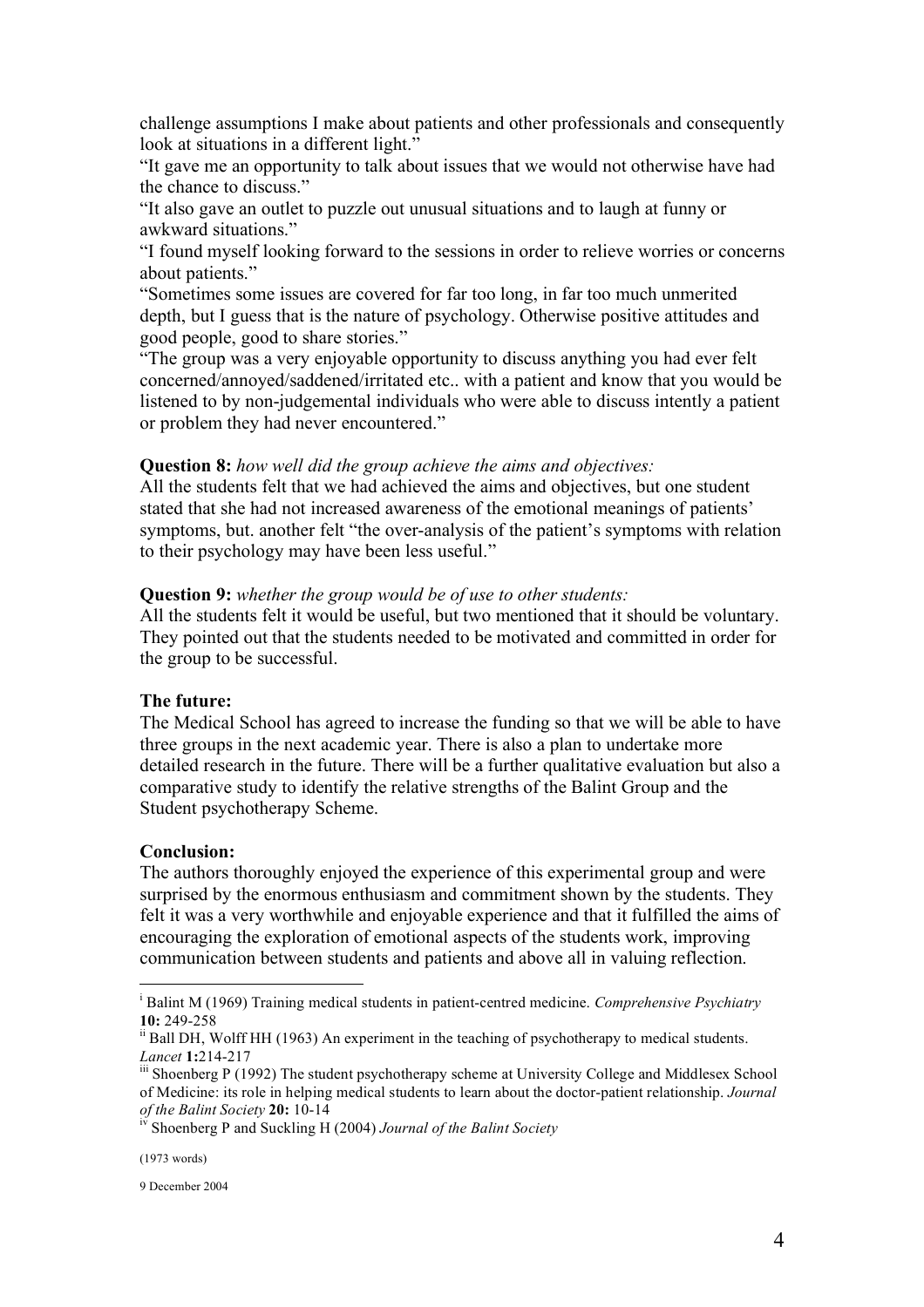challenge assumptions I make about patients and other professionals and consequently look at situations in a different light."

"It gave me an opportunity to talk about issues that we would not otherwise have had the chance to discuss."

"It also gave an outlet to puzzle out unusual situations and to laugh at funny or awkward situations."

"I found myself looking forward to the sessions in order to relieve worries or concerns about patients."

"Sometimes some issues are covered for far too long, in far too much unmerited depth, but I guess that is the nature of psychology. Otherwise positive attitudes and good people, good to share stories."

"The group was a very enjoyable opportunity to discuss anything you had ever felt concerned/annoyed/saddened/irritated etc.. with a patient and know that you would be listened to by non-judgemental individuals who were able to discuss intently a patient or problem they had never encountered."

**Question 8:** *how well did the group achieve the aims and objectives:*
All the students felt that we had achieved the aims and objectives, but one student stated that she had not increased awareness of the emotional meanings of patients' symptoms, but. another felt "the over-analysis of the patient's symptoms with relation to their psychology may have been less useful."

**Question 9:** *whether the group would be of use to other students:*
All the students felt it would be useful, but two mentioned that it should be voluntary. They pointed out that the students needed to be motivated and committed in order for the group to be successful.

**The future:**
The Medical School has agreed to increase the funding so that we will be able to have three groups in the next academic year. There is also a plan to undertake more detailed research in the future. There will be a further qualitative evaluation but also a comparative study to identify the relative strengths of the Balint Group and the Student psychotherapy Scheme.

**Conclusion:**
The authors thoroughly enjoyed the experience of this experimental group and were surprised by the enormous enthusiasm and commitment shown by the students. They felt it was a very worthwhile and enjoyable experience and that it fulfilled the aims of encouraging the exploration of emotional aspects of the students work, improving communication between students and patients and above all in valuing reflection.

---

[i] Balint M (1969) Training medical students in patient-centred medicine. *Comprehensive Psychiatry* **10:** 249-258

[ii] Ball DH, Wolff HH (1963) An experiment in the teaching of psychotherapy to medical students. *Lancet* **1:**214-217

[iii] Shoenberg P (1992) The student psychotherapy scheme at University College and Middlesex School of Medicine: its role in helping medical students to learn about the doctor-patient relationship. *Journal of the Balint Society* **20:** 10-14

[iv] Shoenberg P and Suckling H (2004) *Journal of the Balint Society*

(1973 words)

9 December 2004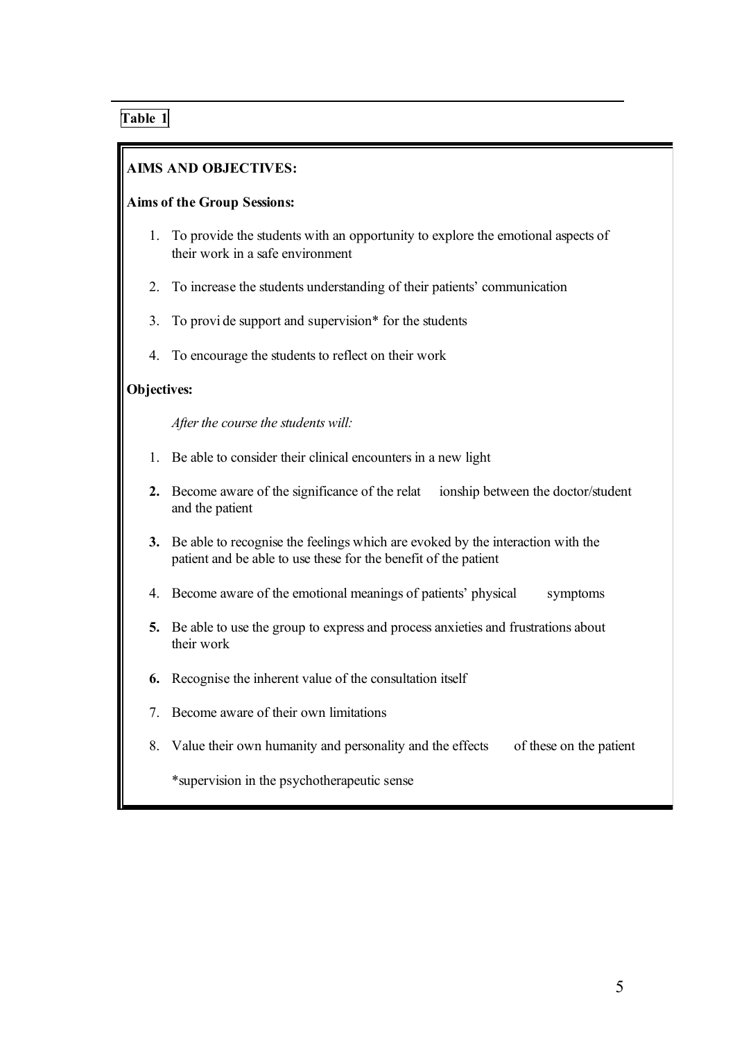**Table 1**

**AIMS AND OBJECTIVES:**

**Aims of the Group Sessions:**

1. To provide the students with an opportunity to explore the emotional aspects of their work in a safe environment
2. To increase the students understanding of their patients' communication
3. To provide support and supervision* for the students
4. To encourage the students to reflect on their work

**Objectives:**

*After the course the students will:*

1. Be able to consider their clinical encounters in a new light
2. Become aware of the significance of the relationship between the doctor/student and the patient
3. Be able to recognise the feelings which are evoked by the interaction with the patient and be able to use these for the benefit of the patient
4. Become aware of the emotional meanings of patients' physical symptoms
5. Be able to use the group to express and process anxieties and frustrations about their work
6. Recognise the inherent value of the consultation itself
7. Become aware of their own limitations
8. Value their own humanity and personality and the effects of these on the patient

*supervision in the psychotherapeutic sense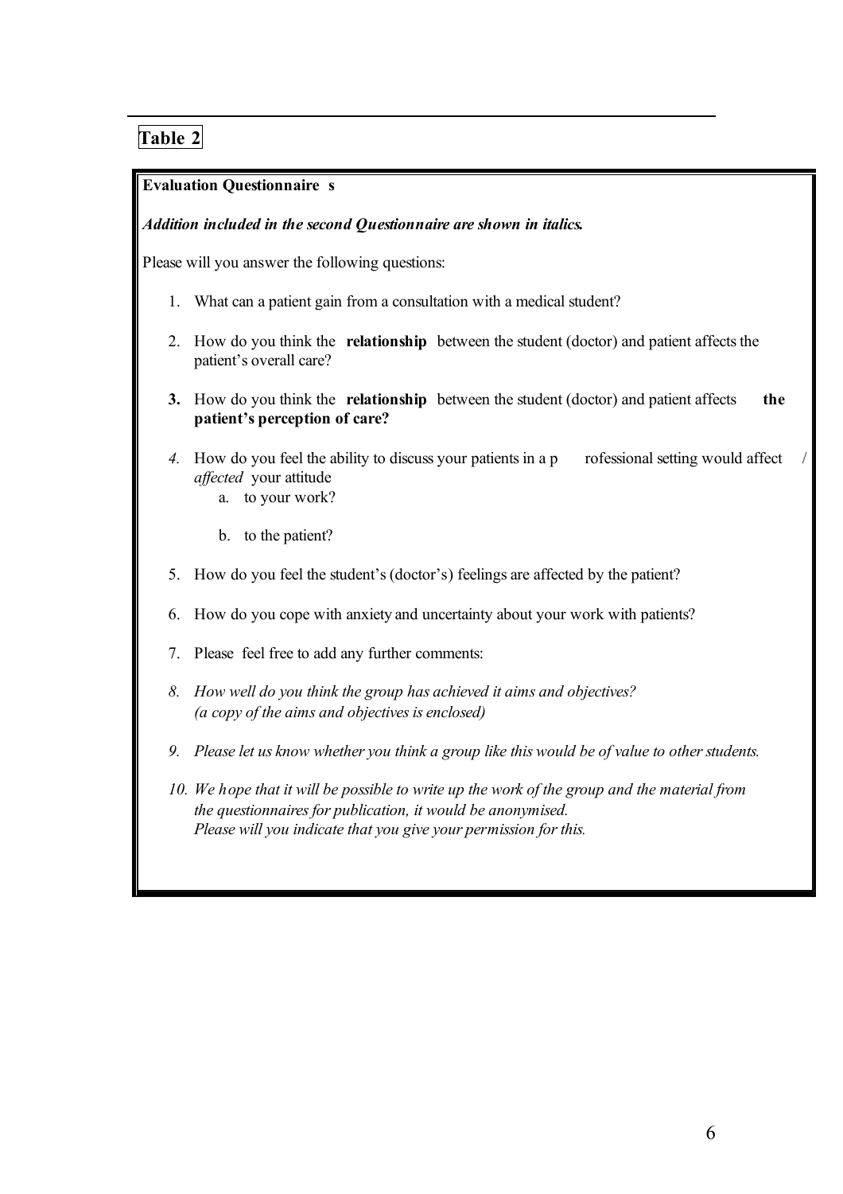**Table 2**

**Evaluation Questionnaires**

***Addition included in the second Questionnaire are shown in italics.***

Please will you answer the following questions:

1. What can a patient gain from a consultation with a medical student?

2. How do you think the **relationship** between the student (doctor) and patient affects the patient's overall care?

3. How do you think the **relationship** between the student (doctor) and patient affects **the patient's perception of care?**

4. How do you feel the ability to discuss your patients in a professional setting would affect / *affected* your attitude
   a. to your work?

   b. to the patient?

5. How do you feel the student's (doctor's) feelings are affected by the patient?

6. How do you cope with anxiety and uncertainty about your work with patients?

7. Please feel free to add any further comments:

8. *How well do you think the group has achieved it aims and objectives? (a copy of the aims and objectives is enclosed)*

9. *Please let us know whether you think a group like this would be of value to other students.*

10. *We hope that it will be possible to write up the work of the group and the material from the questionnaires for publication, it would be anonymised. Please will you indicate that you give your permission for this.*